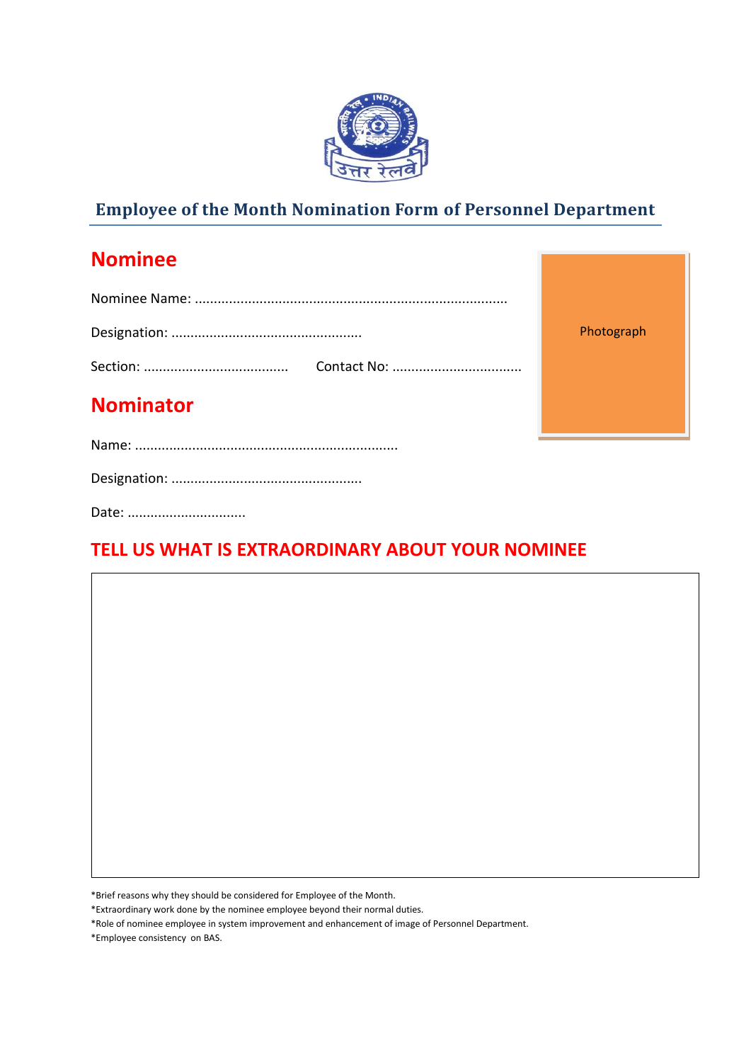# Employee of the Month Nomination Form of Personnel Department

## Nominee

Nominee Name: ................................................................................

Designation: .................................................

Section: .....................................    Contact No: .................................

Photograph

## Nominator

Name: ....................................................................

Designation: .................................................

Date: ...............................

## TELL US WHAT IS EXTRAORDINARY ABOUT YOUR NOMINEE

*Brief reasons why they should be considered for Employee of the Month.

*Extraordinary work done by the nominee employee beyond their normal duties.

*Role of nominee employee in system improvement and enhancement of image of Personnel Department.

*Employee consistency on BAS.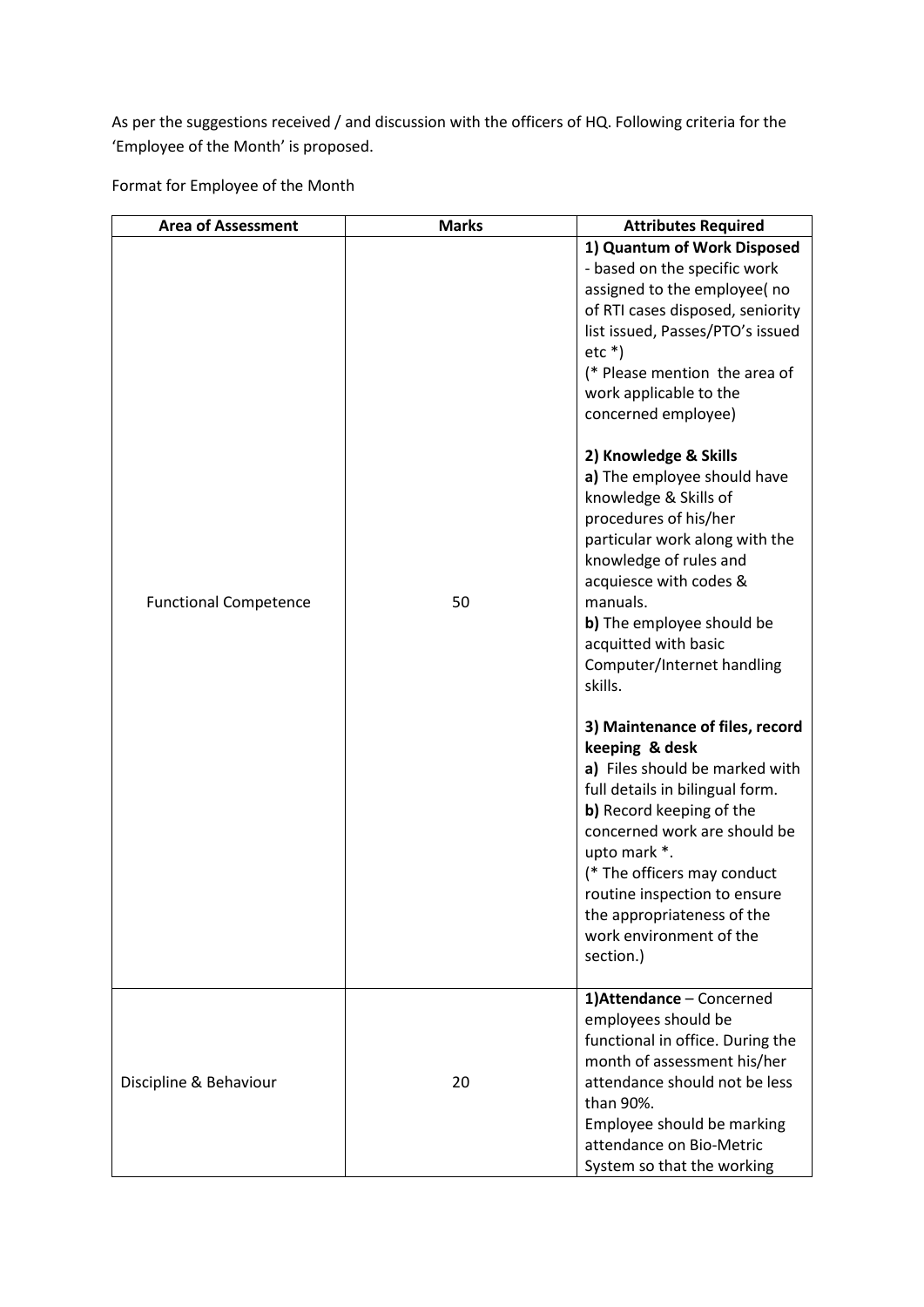As per the suggestions received / and discussion with the officers of HQ. Following criteria for the 'Employee of the Month' is proposed.

Format for Employee of the Month

| **Area of Assessment** | **Marks** | **Attributes Required** |
|---|---|---|
| Functional Competence | 50 | **1) Quantum of Work Disposed** - based on the specific work assigned to the employee( no of RTI cases disposed, seniority list issued, Passes/PTO's issued etc *)<br>(* Please mention the area of work applicable to the concerned employee)<br><br>**2) Knowledge & Skills**<br>**a)** The employee should have knowledge & Skills of procedures of his/her particular work along with the knowledge of rules and acquiesce with codes & manuals.<br>**b)** The employee should be acquitted with basic Computer/Internet handling skills.<br><br>**3) Maintenance of files, record keeping & desk**<br>**a)** Files should be marked with full details in bilingual form.<br>**b)** Record keeping of the concerned work are should be upto mark *.<br>(* The officers may conduct routine inspection to ensure the appropriateness of the work environment of the section.) |
| Discipline & Behaviour | 20 | **1)Attendance** – Concerned employees should be functional in office. During the month of assessment his/her attendance should not be less than 90%.<br>Employee should be marking attendance on Bio-Metric System so that the working |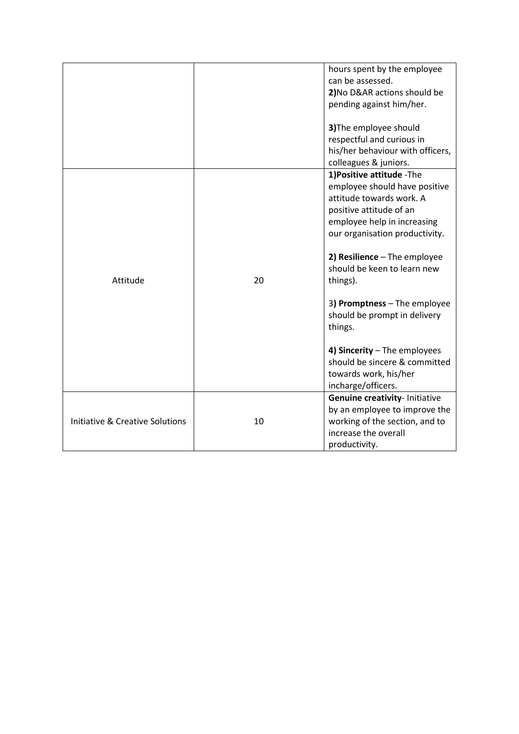| | | |
|---|---|---|
| | | hours spent by the employee can be assessed.<br>**2)**No D&AR actions should be pending against him/her.<br><br>**3)**The employee should respectful and curious in his/her behaviour with officers, colleagues & juniors. |
| Attitude | 20 | **1)Positive attitude** -The employee should have positive attitude towards work. A positive attitude of an employee help in increasing our organisation productivity.<br><br>**2) Resilience** – The employee should be keen to learn new things).<br><br>3**) Promptness** – The employee should be prompt in delivery things.<br><br>**4) Sincerity** – The employees should be sincere & committed towards work, his/her incharge/officers. |
| Initiative & Creative Solutions | 10 | **Genuine creativity**- Initiative by an employee to improve the working of the section, and to increase the overall productivity. |